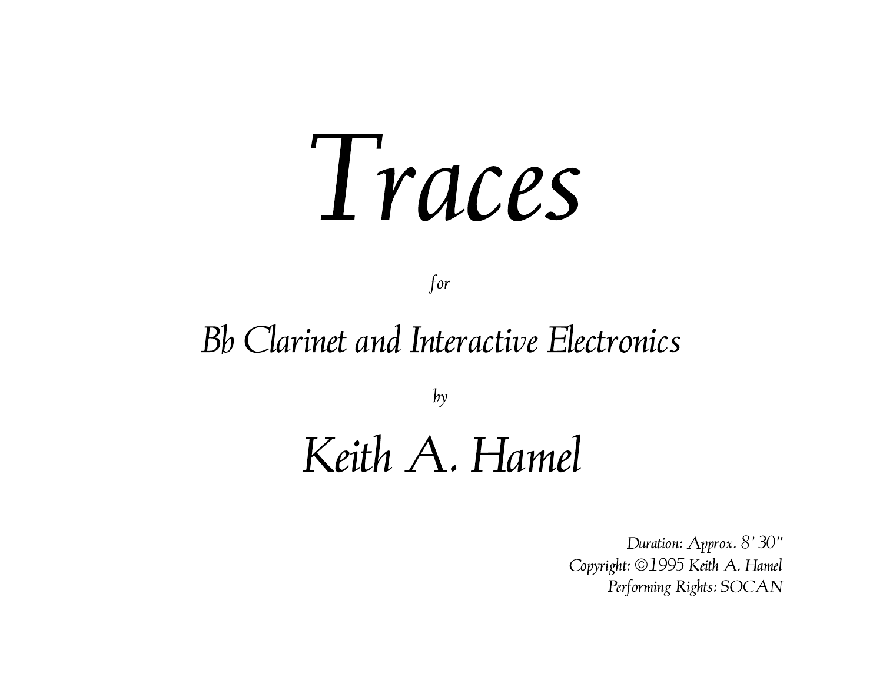# *Traces*

*for*

## *Bb Clarinet and Interactive Electronics*

*by*

## *Keith A. Hamel*

*Duration: Approx. 8' 30"*
*Copyright: ©1995 Keith A. Hamel*
*Performing Rights: SOCAN*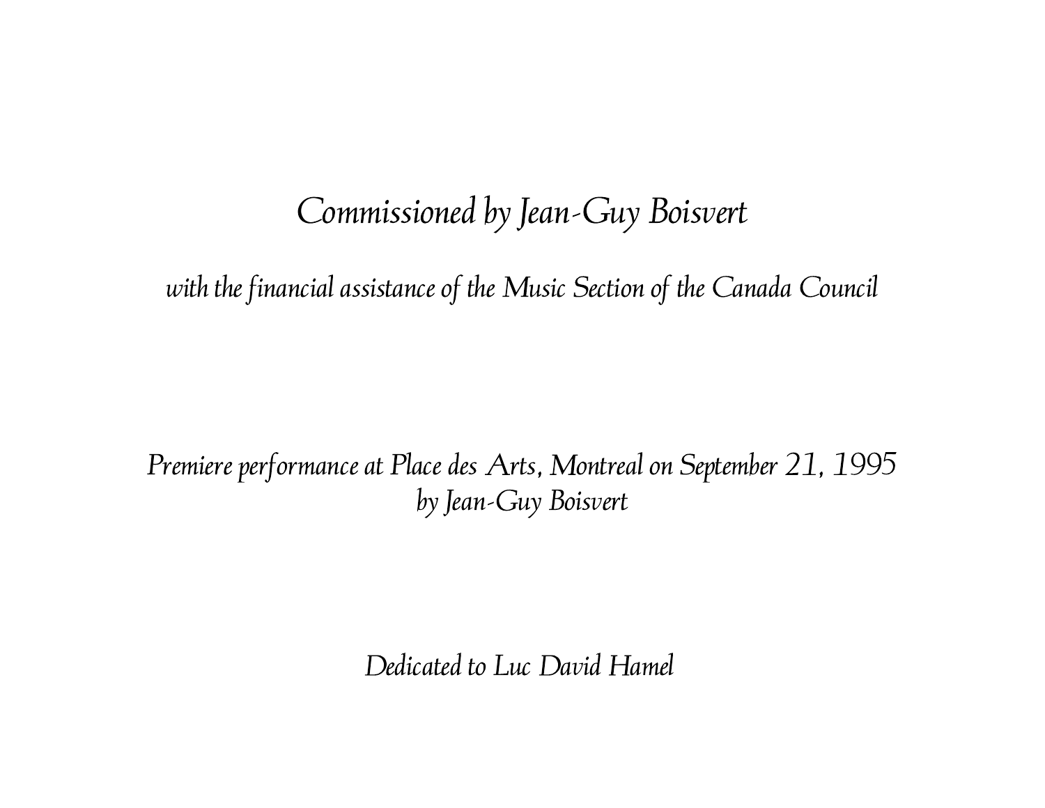*Commissioned by Jean-Guy Boisvert*

*with the financial assistance of the Music Section of the Canada Council*

*Premiere performance at Place des Arts, Montreal on September 21, 1995*
*by Jean-Guy Boisvert*

*Dedicated to Luc David Hamel*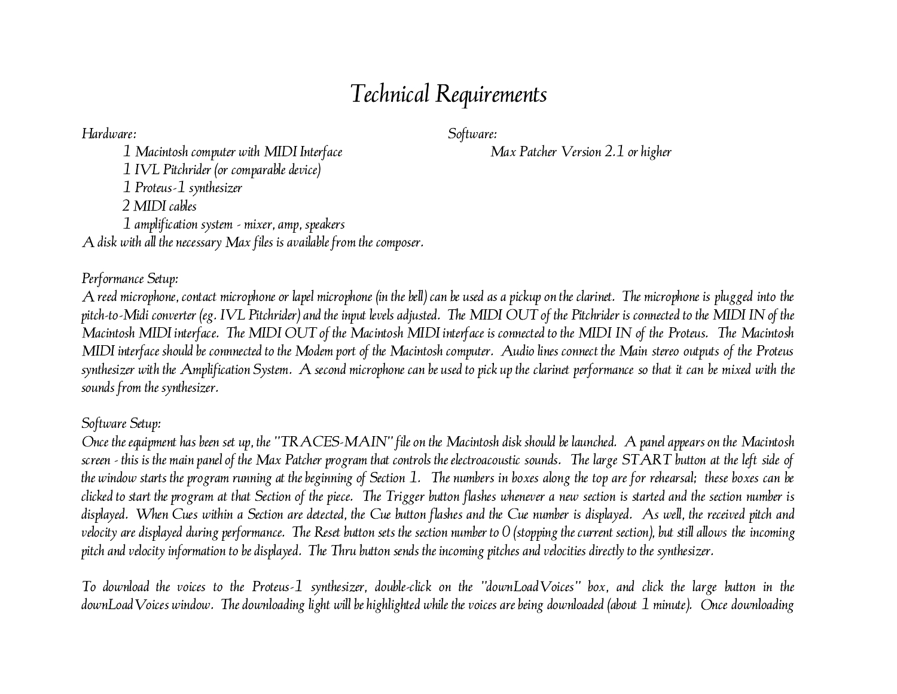# *Technical Requirements*

*Hardware:*

- *1 Macintosh computer with MIDI Interface*
- *1 IVL Pitchrider (or comparable device)*
- *1 Proteus-1 synthesizer*
- *2 MIDI cables*
- *1 amplification system - mixer, amp, speakers*

*A disk with all the necessary Max files is available from the composer.*

*Software:*

- *Max Patcher Version 2.1 or higher*

*Performance Setup:*

*A reed microphone, contact microphone or lapel microphone (in the bell) can be used as a pickup on the clarinet. The microphone is plugged into the pitch-to-Midi converter (eg. IVL Pitchrider) and the input levels adjusted. The MIDI OUT of the Pitchrider is connected to the MIDI IN of the Macintosh MIDI interface. The MIDI OUT of the Macintosh MIDI interface is connected to the MIDI IN of the Proteus. The Macintosh MIDI interface should be connnected to the Modem port of the Macintosh computer. Audio lines connect the Main stereo outputs of the Proteus synthesizer with the Amplification System. A second microphone can be used to pick up the clarinet performance so that it can be mixed with the sounds from the synthesizer.*

*Software Setup:*

*Once the equipment has been set up, the "TRACES-MAIN" file on the Macintosh disk should be launched. A panel appears on the Macintosh screen - this is the main panel of the Max Patcher program that controls the electroacoustic sounds. The large START button at the left side of the window starts the program running at the beginning of Section 1. The numbers in boxes along the top are for rehearsal; these boxes can be clicked to start the program at that Section of the piece. The Trigger button flashes whenever a new section is started and the section number is displayed. When Cues within a Section are detected, the Cue button flashes and the Cue number is displayed. As well, the received pitch and velocity are displayed during performance. The Reset button sets the section number to 0 (stopping the current section), but still allows the incoming pitch and velocity information to be displayed. The Thru button sends the incoming pitches and velocities directly to the synthesizer.*

*To download the voices to the Proteus-1 synthesizer, double-click on the "downLoadVoices" box, and click the large button in the downLoadVoices window. The downloading light will be highlighted while the voices are being downloaded (about 1 minute). Once downloading*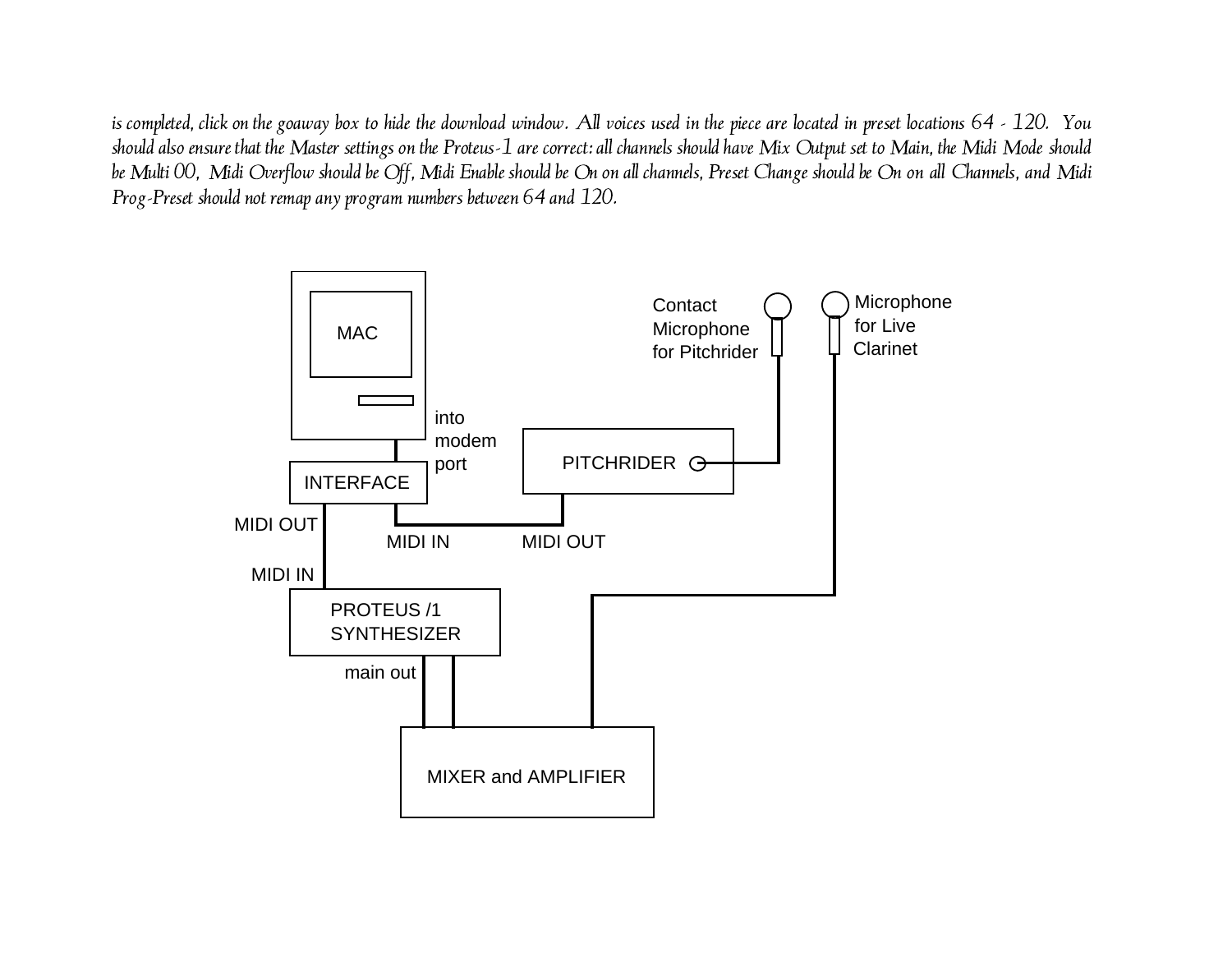*is completed, click on the goaway box to hide the download window. All voices used in the piece are located in preset locations 64 - 120. You should also ensure that the Master settings on the Proteus-1 are correct: all channels should have Mix Output set to Main, the Midi Mode should be Multi 00, Midi Overflow should be Off, Midi Enable should be On on all channels, Preset Change should be On on all Channels, and Midi Prog-Preset should not remap any program numbers between 64 and 120.*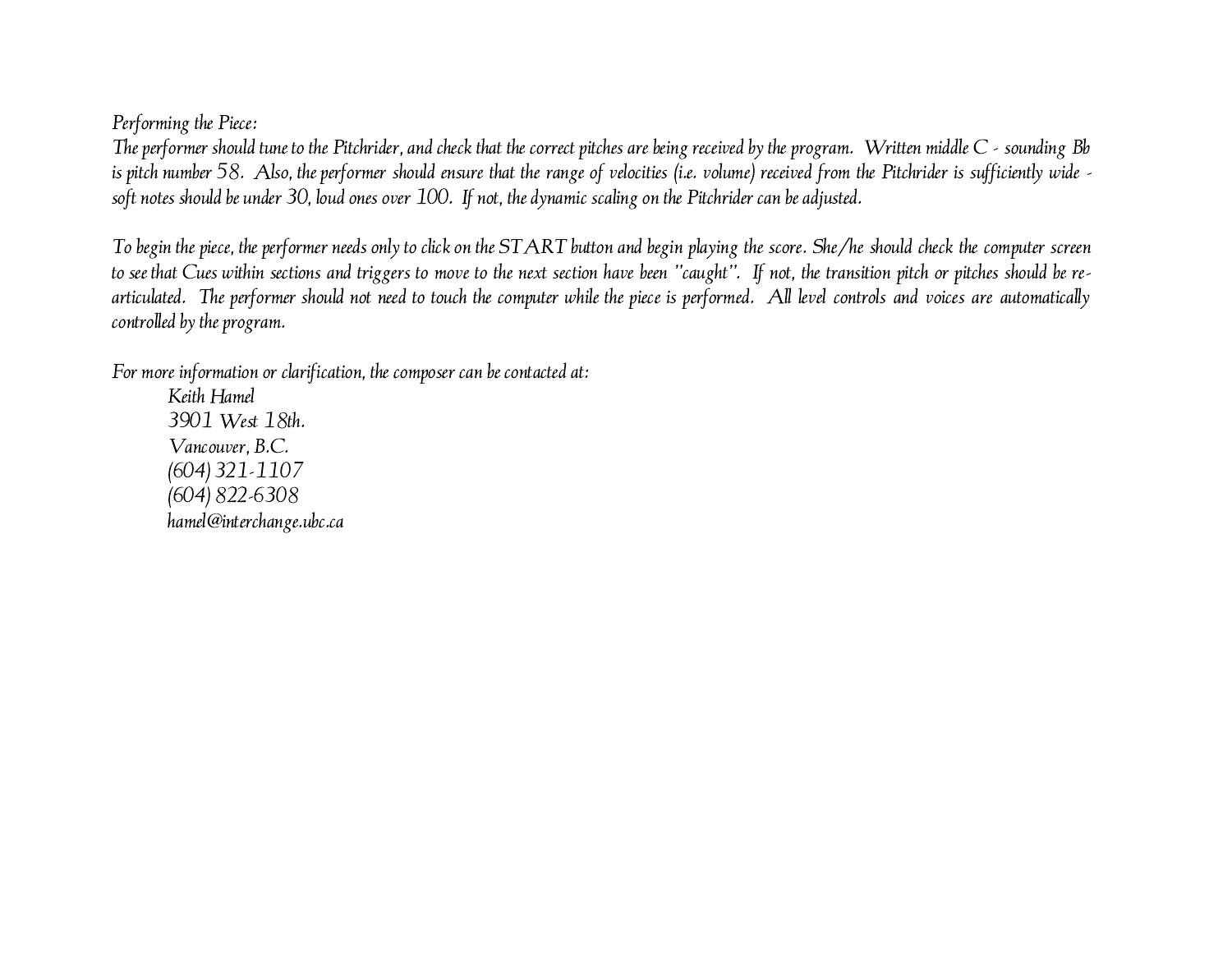*Performing the Piece:*

*The performer should tune to the Pitchrider, and check that the correct pitches are being received by the program. Written middle C - sounding Bb is pitch number 58. Also, the performer should ensure that the range of velocities (i.e. volume) received from the Pitchrider is sufficiently wide - soft notes should be under 30, loud ones over 100. If not, the dynamic scaling on the Pitchrider can be adjusted.*

*To begin the piece, the performer needs only to click on the START button and begin playing the score. She/he should check the computer screen to see that Cues within sections and triggers to move to the next section have been "caught". If not, the transition pitch or pitches should be re-articulated. The performer should not need to touch the computer while the piece is performed. All level controls and voices are automatically controlled by the program.*

*For more information or clarification, the composer can be contacted at:*

> *Keith Hamel*
> *3901 West 18th.*
> *Vancouver, B.C.*
> *(604) 321-1107*
> *(604) 822-6308*
> *hamel@interchange.ubc.ca*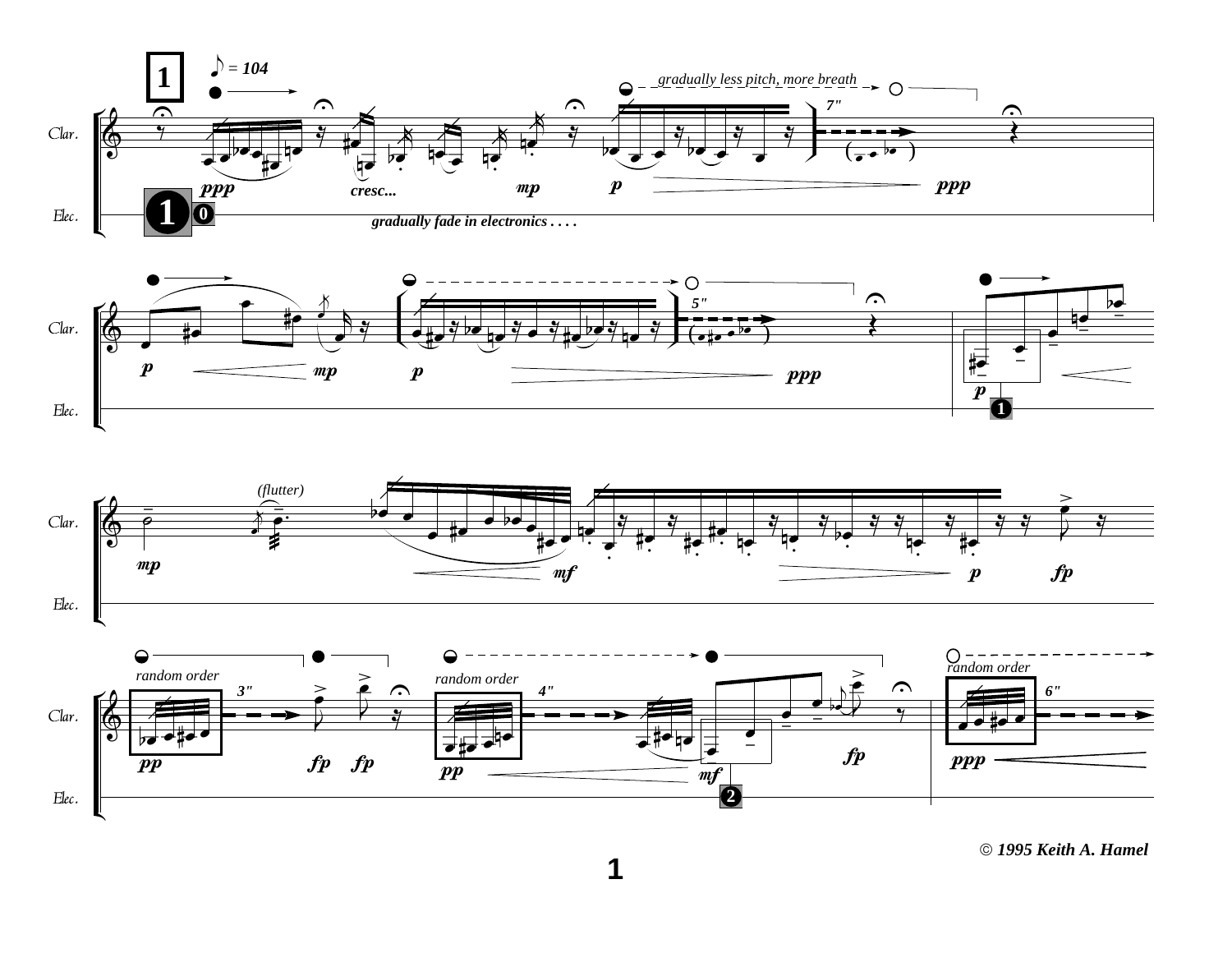© 1995 Keith A. Hamel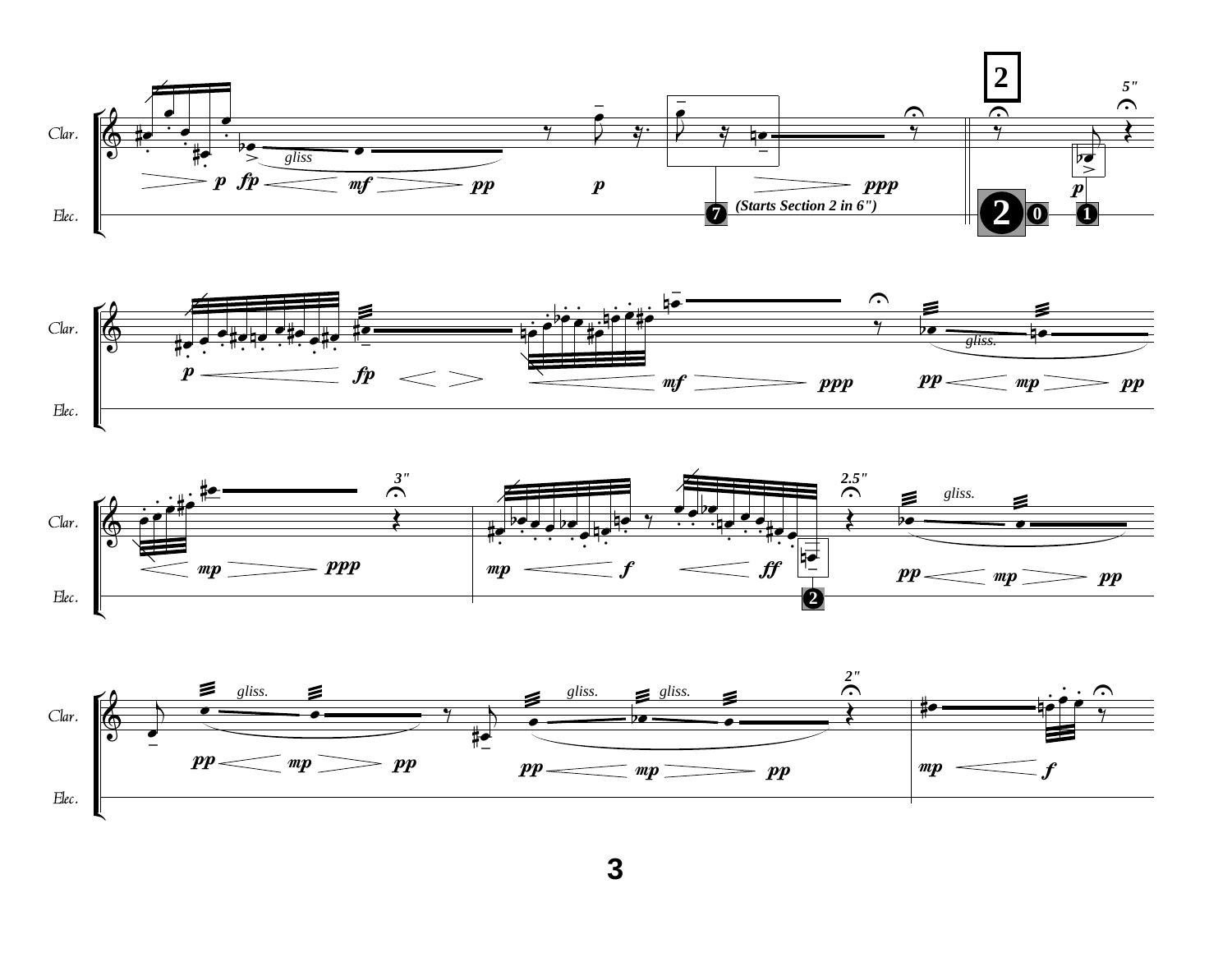Clar.

Elec.

gliss

(Starts Section 2 in 6")

2

5"

Clar.

Elec.

gliss.

Clar.

Elec.

3"

2.5"

gliss.

Clar.

Elec.

gliss.

gliss.

gliss.

2"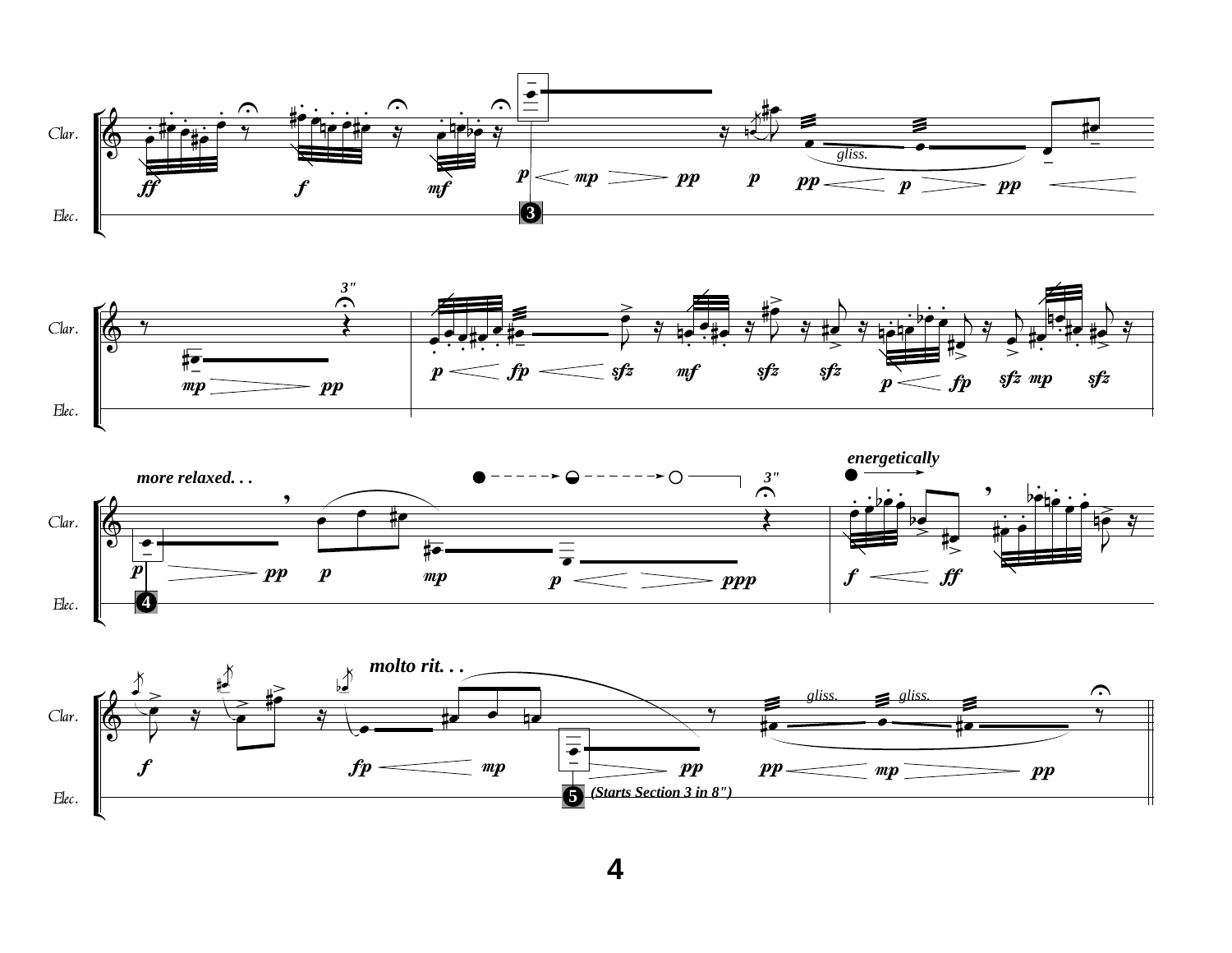Clar.

Elec.

gliss.

3

3"

more relaxed. . .

4

energetically

3"

molto rit. . .

gliss. gliss.

5 (Starts Section 3 in 8")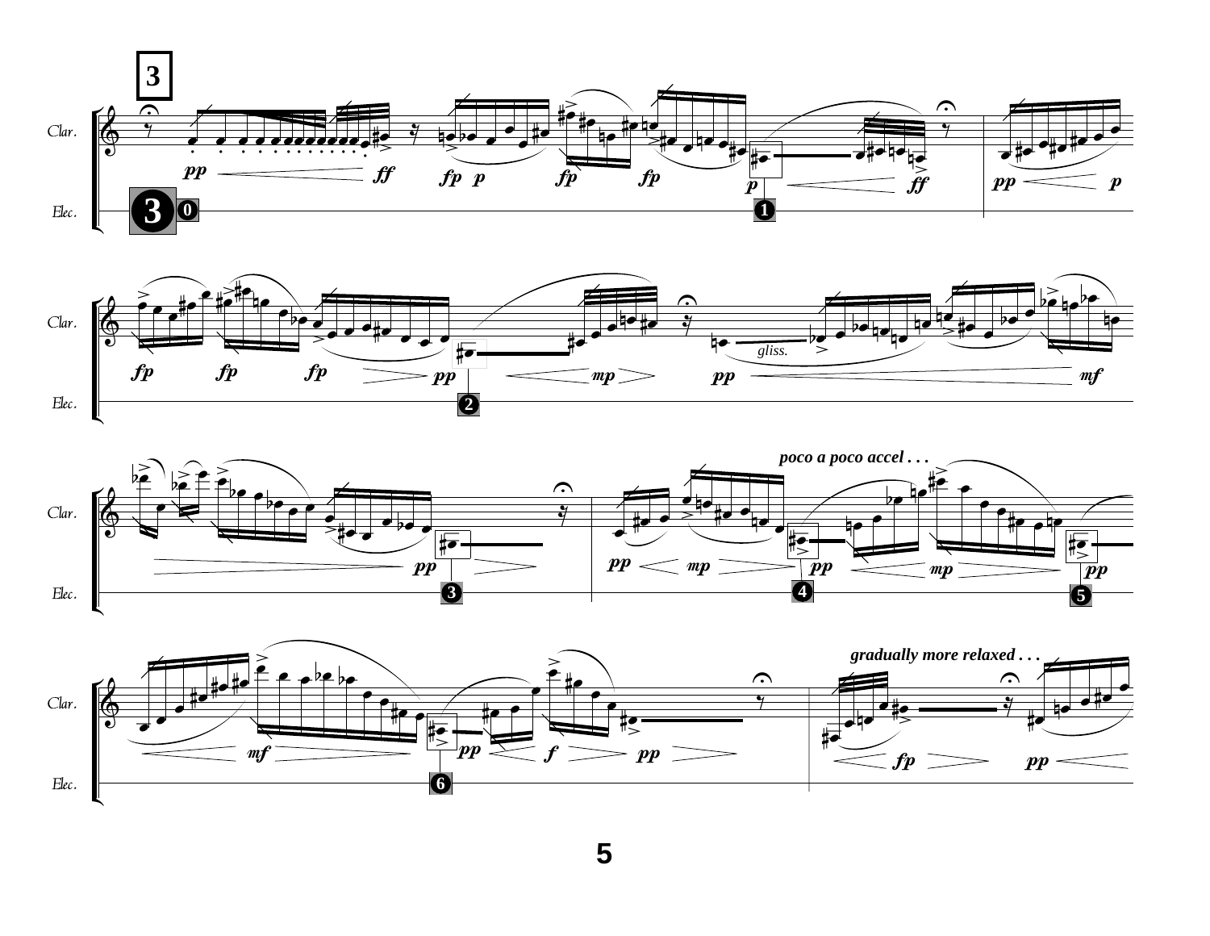**3**

*poco a poco accel . . .*

*gradually more relaxed . . .*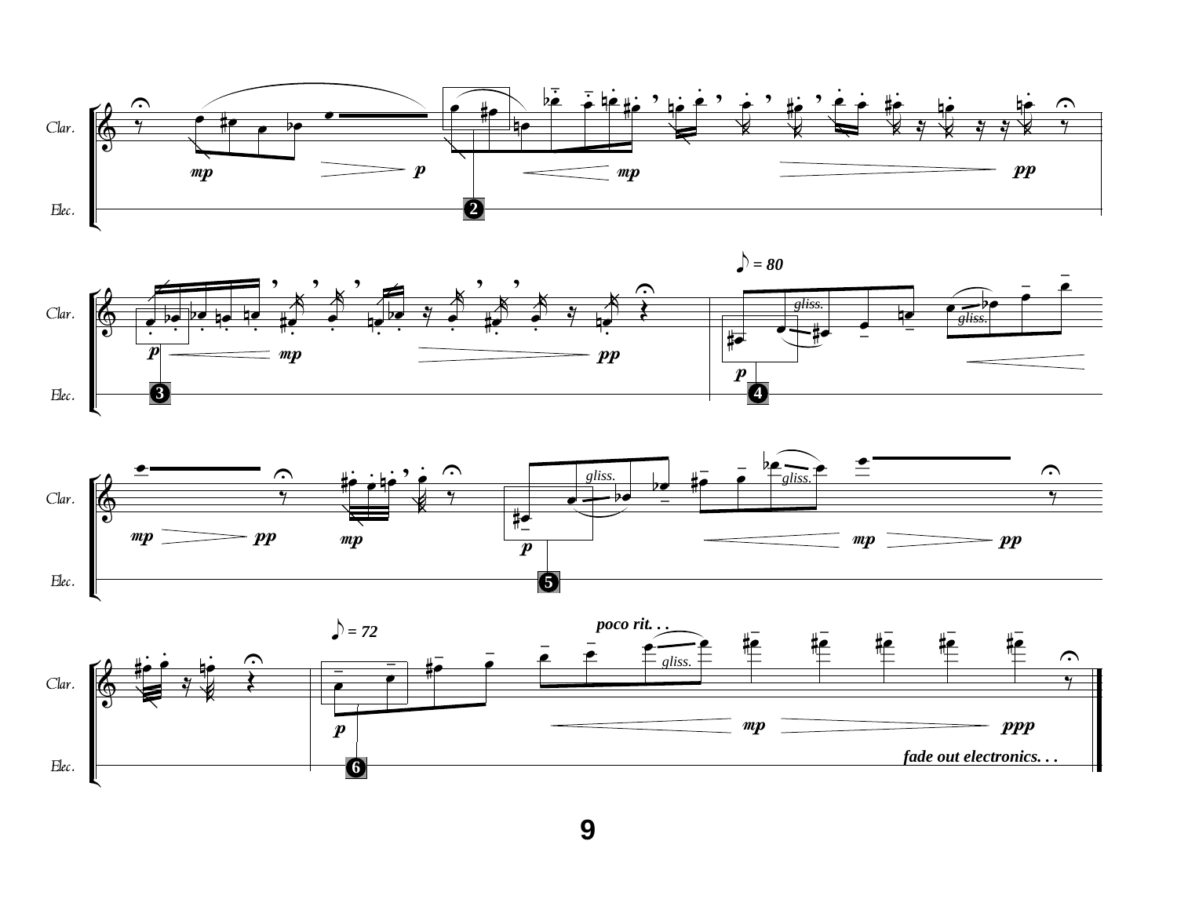Clar.

Elec.

♪ = 80

♪ = 72

*poco rit. . .*

*fade out electronics. . .*